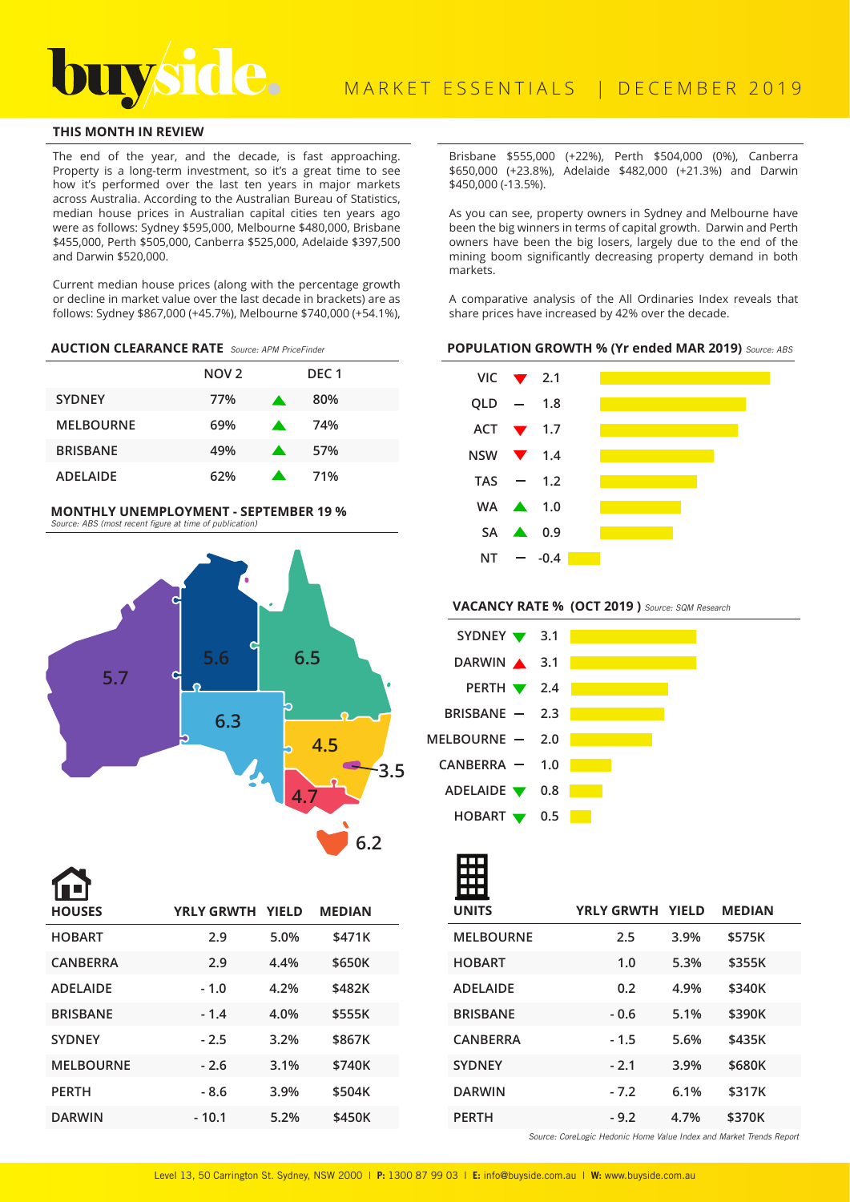# buyside.

MARKET ESSENTIALS | DECEMBER 2019

## THIS MONTH IN REVIEW

The end of the year, and the decade, is fast approaching. Property is a long-term investment, so it's a great time to see how it's performed over the last ten years in major markets across Australia. According to the Australian Bureau of Statistics, median house prices in Australian capital cities ten years ago were as follows: Sydney $595,000, Melbourne $480,000, Brisbane $455,000, Perth $505,000, Canberra $525,000, Adelaide $397,500 and Darwin $520,000.

Current median house prices (along with the percentage growth or decline in market value over the last decade in brackets) are as follows: Sydney $867,000 (+45.7%), Melbourne $740,000 (+54.1%), Brisbane $555,000 (+22%), Perth $504,000 (0%), Canberra $650,000 (+23.8%), Adelaide $482,000 (+21.3%) and Darwin $450,000 (-13.5%).

As you can see, property owners in Sydney and Melbourne have been the big winners in terms of capital growth. Darwin and Perth owners have been the big losers, largely due to the end of the mining boom significantly decreasing property demand in both markets.

A comparative analysis of the All Ordinaries Index reveals that share prices have increased by 42% over the decade.

### AUCTION CLEARANCE RATE *Source: APM PriceFinder*

| | NOV 2 | | DEC 1 |
|---|---|---|---|
| SYDNEY | 77% | ▲ | 80% |
| MELBOURNE | 69% | ▲ | 74% |
| BRISBANE | 49% | ▲ | 57% |
| ADELAIDE | 62% | ▲ | 71% |

### MONTHLY UNEMPLOYMENT - SEPTEMBER 19 %
*Source: ABS (most recent figure at time of publication)*

| State/Territory | % |
|---|---|
| WA | 5.7 |
| NT | 5.6 |
| QLD | 6.5 |
| SA | 6.3 |
| NSW | 4.5 |
| ACT | 3.5 |
| VIC | 4.7 |
| TAS | 6.2 |

### POPULATION GROWTH % (Yr ended MAR 2019) *Source: ABS*

| | | % |
|---|---|---|
| VIC | ▼ | 2.1 |
| QLD | – | 1.8 |
| ACT | ▼ | 1.7 |
| NSW | ▼ | 1.4 |
| TAS | – | 1.2 |
| WA | ▲ | 1.0 |
| SA | ▲ | 0.9 |
| NT | – | -0.4 |

### VACANCY RATE % (OCT 2019) *Source: SQM Research*

| | | % |
|---|---|---|
| SYDNEY | ▼ | 3.1 |
| DARWIN | ▲ | 3.1 |
| PERTH | ▼ | 2.4 |
| BRISBANE | – | 2.3 |
| MELBOURNE | – | 2.0 |
| CANBERRA | – | 1.0 |
| ADELAIDE | ▼ | 0.8 |
| HOBART | ▼ | 0.5 |

### HOUSES

| HOUSES | YRLY GRWTH | YIELD | MEDIAN |
|---|---|---|---|
| HOBART | 2.9 | 5.0% | $471K |
| CANBERRA | 2.9 | 4.4% | $650K |
| ADELAIDE | - 1.0 | 4.2% | $482K |
| BRISBANE | - 1.4 | 4.0% | $555K |
| SYDNEY | - 2.5 | 3.2% | $867K |
| MELBOURNE | - 2.6 | 3.1% | $740K |
| PERTH | - 8.6 | 3.9% | $504K |
| DARWIN | - 10.1 | 5.2% | $450K |

### UNITS

| UNITS | YRLY GRWTH | YIELD | MEDIAN |
|---|---|---|---|
| MELBOURNE | 2.5 | 3.9% | $575K |
| HOBART | 1.0 | 5.3% | $355K |
| ADELAIDE | 0.2 | 4.9% | $340K |
| BRISBANE | - 0.6 | 5.1% | $390K |
| CANBERRA | - 1.5 | 5.6% | $435K |
| SYDNEY | - 2.1 | 3.9% | $680K |
| DARWIN | - 7.2 | 6.1% | $317K |
| PERTH | - 9.2 | 4.7% | $370K |

*Source: CoreLogic Hedonic Home Value Index and Market Trends Report*

Level 13, 50 Carrington St. Sydney, NSW 2000 | **P:** 1300 87 99 03 | **E:** info@buyside.com.au | **W:** www.buyside.com.au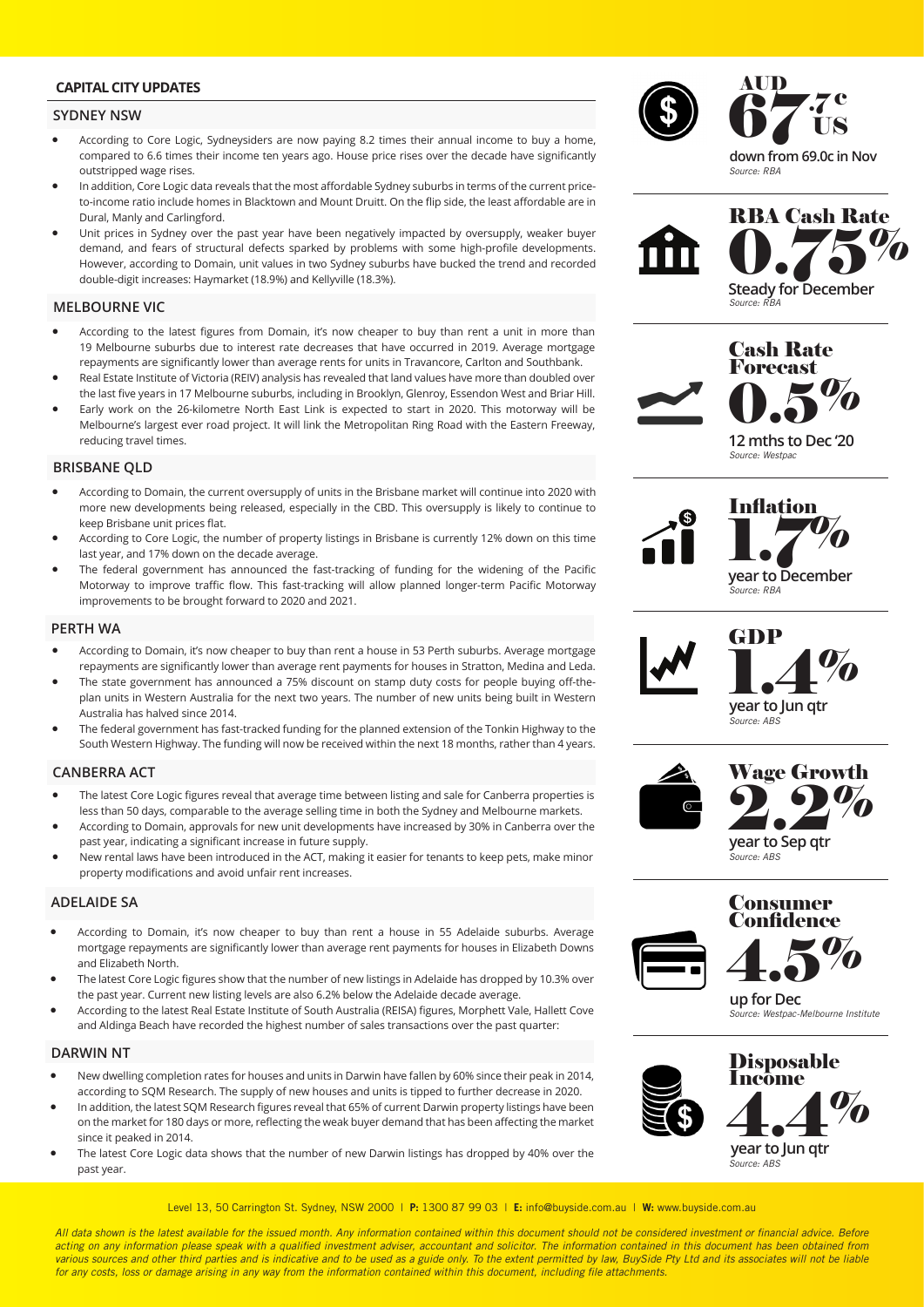## CAPITAL CITY UPDATES

### SYDNEY NSW

- According to Core Logic, Sydneysiders are now paying 8.2 times their annual income to buy a home, compared to 6.6 times their income ten years ago. House price rises over the decade have significantly outstripped wage rises.
- In addition, Core Logic data reveals that the most affordable Sydney suburbs in terms of the current price-to-income ratio include homes in Blacktown and Mount Druitt. On the flip side, the least affordable are in Dural, Manly and Carlingford.
- Unit prices in Sydney over the past year have been negatively impacted by oversupply, weaker buyer demand, and fears of structural defects sparked by problems with some high-profile developments. However, according to Domain, unit values in two Sydney suburbs have bucked the trend and recorded double-digit increases: Haymarket (18.9%) and Kellyville (18.3%).

### MELBOURNE VIC

- According to the latest figures from Domain, it's now cheaper to buy than rent a unit in more than 19 Melbourne suburbs due to interest rate decreases that have occurred in 2019. Average mortgage repayments are significantly lower than average rents for units in Travancore, Carlton and Southbank.
- Real Estate Institute of Victoria (REIV) analysis has revealed that land values have more than doubled over the last five years in 17 Melbourne suburbs, including in Brooklyn, Glenroy, Essendon West and Briar Hill.
- Early work on the 26-kilometre North East Link is expected to start in 2020. This motorway will be Melbourne's largest ever road project. It will link the Metropolitan Ring Road with the Eastern Freeway, reducing travel times.

### BRISBANE QLD

- According to Domain, the current oversupply of units in the Brisbane market will continue into 2020 with more new developments being released, especially in the CBD. This oversupply is likely to continue to keep Brisbane unit prices flat.
- According to Core Logic, the number of property listings in Brisbane is currently 12% down on this time last year, and 17% down on the decade average.
- The federal government has announced the fast-tracking of funding for the widening of the Pacific Motorway to improve traffic flow. This fast-tracking will allow planned longer-term Pacific Motorway improvements to be brought forward to 2020 and 2021.

### PERTH WA

- According to Domain, it's now cheaper to buy than rent a house in 53 Perth suburbs. Average mortgage repayments are significantly lower than average rent payments for houses in Stratton, Medina and Leda.
- The state government has announced a 75% discount on stamp duty costs for people buying off-the-plan units in Western Australia for the next two years. The number of new units being built in Western Australia has halved since 2014.
- The federal government has fast-tracked funding for the planned extension of the Tonkin Highway to the South Western Highway. The funding will now be received within the next 18 months, rather than 4 years.

### CANBERRA ACT

- The latest Core Logic figures reveal that average time between listing and sale for Canberra properties is less than 50 days, comparable to the average selling time in both the Sydney and Melbourne markets.
- According to Domain, approvals for new unit developments have increased by 30% in Canberra over the past year, indicating a significant increase in future supply.
- New rental laws have been introduced in the ACT, making it easier for tenants to keep pets, make minor property modifications and avoid unfair rent increases.

### ADELAIDE SA

- According to Domain, it's now cheaper to buy than rent a house in 55 Adelaide suburbs. Average mortgage repayments are significantly lower than average rent payments for houses in Elizabeth Downs and Elizabeth North.
- The latest Core Logic figures show that the number of new listings in Adelaide has dropped by 10.3% over the past year. Current new listing levels are also 6.2% below the Adelaide decade average.
- According to the latest Real Estate Institute of South Australia (REISA) figures, Morphett Vale, Hallett Cove and Aldinga Beach have recorded the highest number of sales transactions over the past quarter:

### DARWIN NT

- New dwelling completion rates for houses and units in Darwin have fallen by 60% since their peak in 2014, according to SQM Research. The supply of new houses and units is tipped to further decrease in 2020.
- In addition, the latest SQM Research figures reveal that 65% of current Darwin property listings have been on the market for 180 days or more, reflecting the weak buyer demand that has been affecting the market since it peaked in 2014.
- The latest Core Logic data shows that the number of new Darwin listings has dropped by 40% over the past year.

---

**AUD 67.7c US**
down from 69.0c in Nov
*Source: RBA*

**RBA Cash Rate 0.75%**
Steady for December
*Source: RBA*

**Cash Rate Forecast 0.5%**
12 mths to Dec '20
*Source: Westpac*

**Inflation 1.7%**
year to December
*Source: RBA*

**GDP 1.4%**
year to Jun qtr
*Source: ABS*

**Wage Growth 2.2%**
year to Sep qtr
*Source: ABS*

**Consumer Confidence 4.5%**
up for Dec
*Source: Westpac-Melbourne Institute*

**Disposable Income 4.4%**
year to Jun qtr
*Source: ABS*

---

Level 13, 50 Carrington St. Sydney, NSW 2000 | **P:** 1300 87 99 03 | **E:** info@buyside.com.au | **W:** www.buyside.com.au

*All data shown is the latest available for the issued month. Any information contained within this document should not be considered investment or financial advice. Before acting on any information please speak with a qualified investment adviser, accountant and solicitor. The information contained in this document has been obtained from various sources and other third parties and is indicative and to be used as a guide only. To the extent permitted by law, BuySide Pty Ltd and its associates will not be liable for any costs, loss or damage arising in any way from the information contained within this document, including file attachments.*